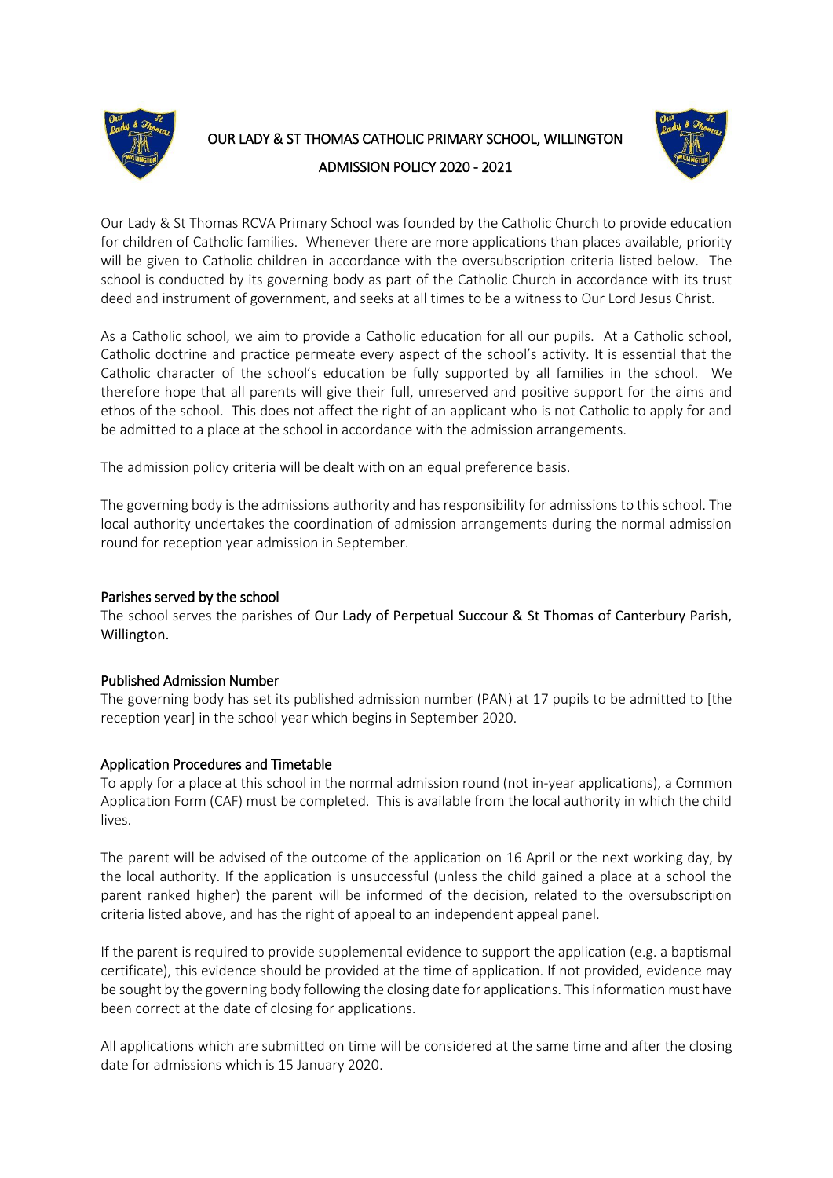# OUR LADY & ST THOMAS CATHOLIC PRIMARY SCHOOL, WILLINGTON

## ADMISSION POLICY 2020 - 2021

Our Lady & St Thomas RCVA Primary School was founded by the Catholic Church to provide education for children of Catholic families. Whenever there are more applications than places available, priority will be given to Catholic children in accordance with the oversubscription criteria listed below. The school is conducted by its governing body as part of the Catholic Church in accordance with its trust deed and instrument of government, and seeks at all times to be a witness to Our Lord Jesus Christ.

As a Catholic school, we aim to provide a Catholic education for all our pupils. At a Catholic school, Catholic doctrine and practice permeate every aspect of the school's activity. It is essential that the Catholic character of the school's education be fully supported by all families in the school. We therefore hope that all parents will give their full, unreserved and positive support for the aims and ethos of the school. This does not affect the right of an applicant who is not Catholic to apply for and be admitted to a place at the school in accordance with the admission arrangements.

The admission policy criteria will be dealt with on an equal preference basis.

The governing body is the admissions authority and has responsibility for admissions to this school. The local authority undertakes the coordination of admission arrangements during the normal admission round for reception year admission in September.

### Parishes served by the school

The school serves the parishes of Our Lady of Perpetual Succour & St Thomas of Canterbury Parish, Willington.

### Published Admission Number

The governing body has set its published admission number (PAN) at 17 pupils to be admitted to [the reception year] in the school year which begins in September 2020.

### Application Procedures and Timetable

To apply for a place at this school in the normal admission round (not in-year applications), a Common Application Form (CAF) must be completed. This is available from the local authority in which the child lives.

The parent will be advised of the outcome of the application on 16 April or the next working day, by the local authority. If the application is unsuccessful (unless the child gained a place at a school the parent ranked higher) the parent will be informed of the decision, related to the oversubscription criteria listed above, and has the right of appeal to an independent appeal panel.

If the parent is required to provide supplemental evidence to support the application (e.g. a baptismal certificate), this evidence should be provided at the time of application. If not provided, evidence may be sought by the governing body following the closing date for applications. This information must have been correct at the date of closing for applications.

All applications which are submitted on time will be considered at the same time and after the closing date for admissions which is 15 January 2020.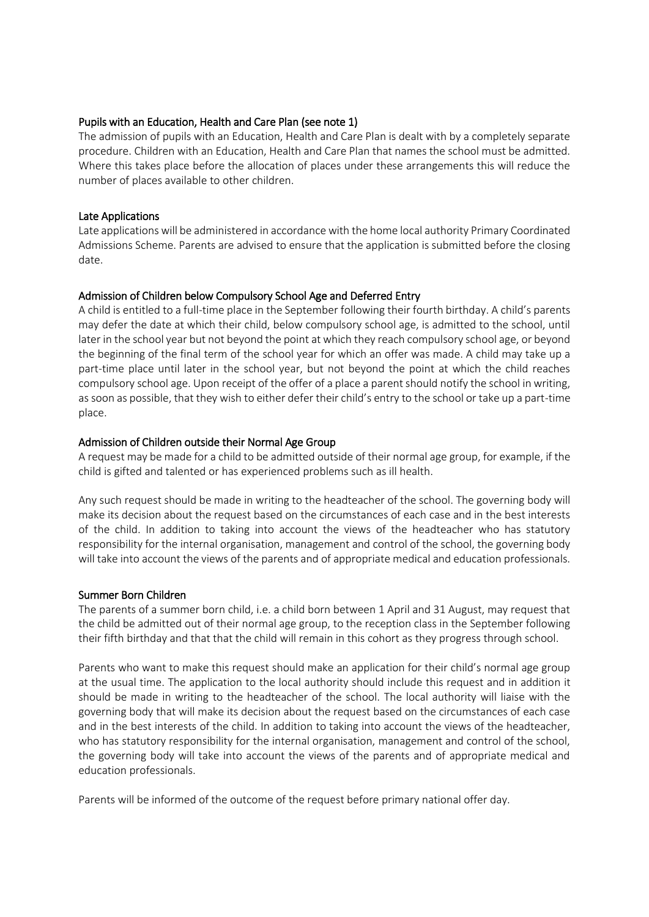### Pupils with an Education, Health and Care Plan (see note 1)

The admission of pupils with an Education, Health and Care Plan is dealt with by a completely separate procedure. Children with an Education, Health and Care Plan that names the school must be admitted. Where this takes place before the allocation of places under these arrangements this will reduce the number of places available to other children.

### Late Applications

Late applications will be administered in accordance with the home local authority Primary Coordinated Admissions Scheme. Parents are advised to ensure that the application is submitted before the closing date.

### Admission of Children below Compulsory School Age and Deferred Entry

A child is entitled to a full-time place in the September following their fourth birthday. A child's parents may defer the date at which their child, below compulsory school age, is admitted to the school, until later in the school year but not beyond the point at which they reach compulsory school age, or beyond the beginning of the final term of the school year for which an offer was made. A child may take up a part-time place until later in the school year, but not beyond the point at which the child reaches compulsory school age. Upon receipt of the offer of a place a parent should notify the school in writing, as soon as possible, that they wish to either defer their child's entry to the school or take up a part-time place.

### Admission of Children outside their Normal Age Group

A request may be made for a child to be admitted outside of their normal age group, for example, if the child is gifted and talented or has experienced problems such as ill health.

Any such request should be made in writing to the headteacher of the school. The governing body will make its decision about the request based on the circumstances of each case and in the best interests of the child. In addition to taking into account the views of the headteacher who has statutory responsibility for the internal organisation, management and control of the school, the governing body will take into account the views of the parents and of appropriate medical and education professionals.

### Summer Born Children

The parents of a summer born child, i.e. a child born between 1 April and 31 August, may request that the child be admitted out of their normal age group, to the reception class in the September following their fifth birthday and that that the child will remain in this cohort as they progress through school.

Parents who want to make this request should make an application for their child's normal age group at the usual time. The application to the local authority should include this request and in addition it should be made in writing to the headteacher of the school. The local authority will liaise with the governing body that will make its decision about the request based on the circumstances of each case and in the best interests of the child. In addition to taking into account the views of the headteacher, who has statutory responsibility for the internal organisation, management and control of the school, the governing body will take into account the views of the parents and of appropriate medical and education professionals.

Parents will be informed of the outcome of the request before primary national offer day.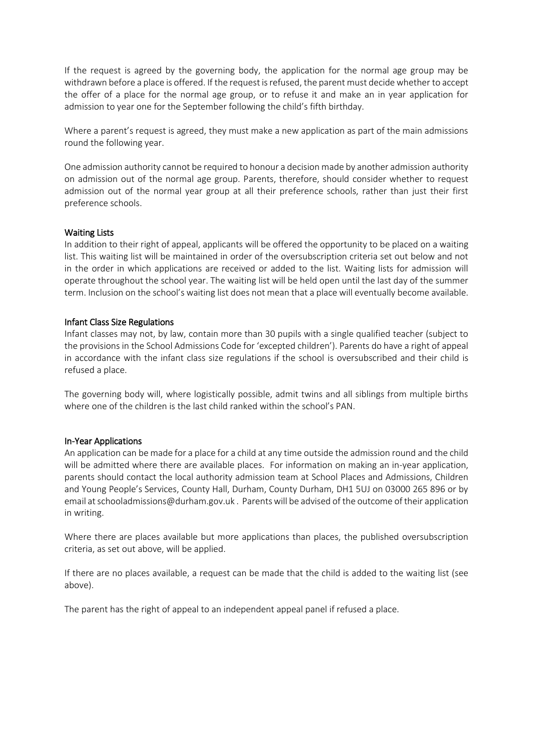If the request is agreed by the governing body, the application for the normal age group may be withdrawn before a place is offered. If the request is refused, the parent must decide whether to accept the offer of a place for the normal age group, or to refuse it and make an in year application for admission to year one for the September following the child's fifth birthday.

Where a parent's request is agreed, they must make a new application as part of the main admissions round the following year.

One admission authority cannot be required to honour a decision made by another admission authority on admission out of the normal age group. Parents, therefore, should consider whether to request admission out of the normal year group at all their preference schools, rather than just their first preference schools.

## Waiting Lists

In addition to their right of appeal, applicants will be offered the opportunity to be placed on a waiting list. This waiting list will be maintained in order of the oversubscription criteria set out below and not in the order in which applications are received or added to the list. Waiting lists for admission will operate throughout the school year. The waiting list will be held open until the last day of the summer term. Inclusion on the school's waiting list does not mean that a place will eventually become available.

## Infant Class Size Regulations

Infant classes may not, by law, contain more than 30 pupils with a single qualified teacher (subject to the provisions in the School Admissions Code for 'excepted children'). Parents do have a right of appeal in accordance with the infant class size regulations if the school is oversubscribed and their child is refused a place.

The governing body will, where logistically possible, admit twins and all siblings from multiple births where one of the children is the last child ranked within the school's PAN.

## In-Year Applications

An application can be made for a place for a child at any time outside the admission round and the child will be admitted where there are available places. For information on making an in-year application, parents should contact the local authority admission team at School Places and Admissions, Children and Young People's Services, County Hall, Durham, County Durham, DH1 5UJ on 03000 265 896 or by email at schooladmissions@durham.gov.uk . Parents will be advised of the outcome of their application in writing.

Where there are places available but more applications than places, the published oversubscription criteria, as set out above, will be applied.

If there are no places available, a request can be made that the child is added to the waiting list (see above).

The parent has the right of appeal to an independent appeal panel if refused a place.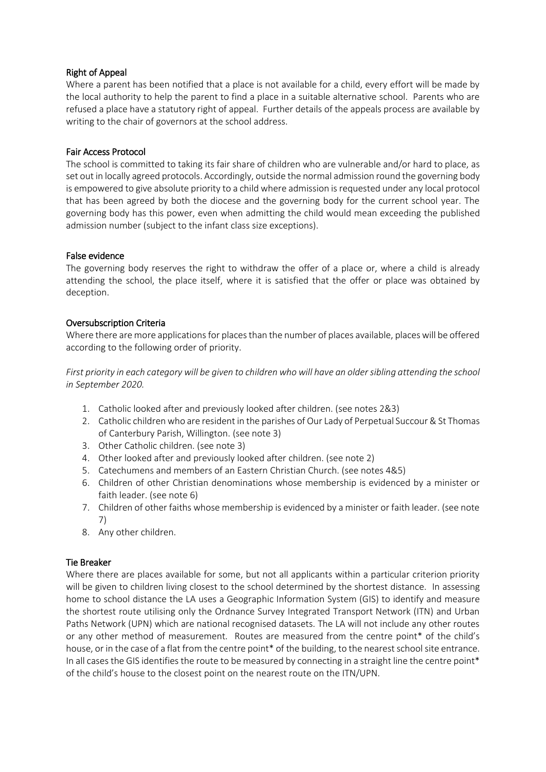## Right of Appeal

Where a parent has been notified that a place is not available for a child, every effort will be made by the local authority to help the parent to find a place in a suitable alternative school. Parents who are refused a place have a statutory right of appeal. Further details of the appeals process are available by writing to the chair of governors at the school address.

## Fair Access Protocol

The school is committed to taking its fair share of children who are vulnerable and/or hard to place, as set out in locally agreed protocols. Accordingly, outside the normal admission round the governing body is empowered to give absolute priority to a child where admission is requested under any local protocol that has been agreed by both the diocese and the governing body for the current school year. The governing body has this power, even when admitting the child would mean exceeding the published admission number (subject to the infant class size exceptions).

## False evidence

The governing body reserves the right to withdraw the offer of a place or, where a child is already attending the school, the place itself, where it is satisfied that the offer or place was obtained by deception.

## Oversubscription Criteria

Where there are more applications for places than the number of places available, places will be offered according to the following order of priority.

*First priority in each category will be given to children who will have an older sibling attending the school in September 2020.*

1. Catholic looked after and previously looked after children. (see notes 2&3)
2. Catholic children who are resident in the parishes of Our Lady of Perpetual Succour & St Thomas of Canterbury Parish, Willington. (see note 3)
3. Other Catholic children. (see note 3)
4. Other looked after and previously looked after children. (see note 2)
5. Catechumens and members of an Eastern Christian Church. (see notes 4&5)
6. Children of other Christian denominations whose membership is evidenced by a minister or faith leader. (see note 6)
7. Children of other faiths whose membership is evidenced by a minister or faith leader. (see note 7)
8. Any other children.

## Tie Breaker

Where there are places available for some, but not all applicants within a particular criterion priority will be given to children living closest to the school determined by the shortest distance. In assessing home to school distance the LA uses a Geographic Information System (GIS) to identify and measure the shortest route utilising only the Ordnance Survey Integrated Transport Network (ITN) and Urban Paths Network (UPN) which are national recognised datasets. The LA will not include any other routes or any other method of measurement. Routes are measured from the centre point* of the child's house, or in the case of a flat from the centre point* of the building, to the nearest school site entrance. In all cases the GIS identifies the route to be measured by connecting in a straight line the centre point* of the child's house to the closest point on the nearest route on the ITN/UPN.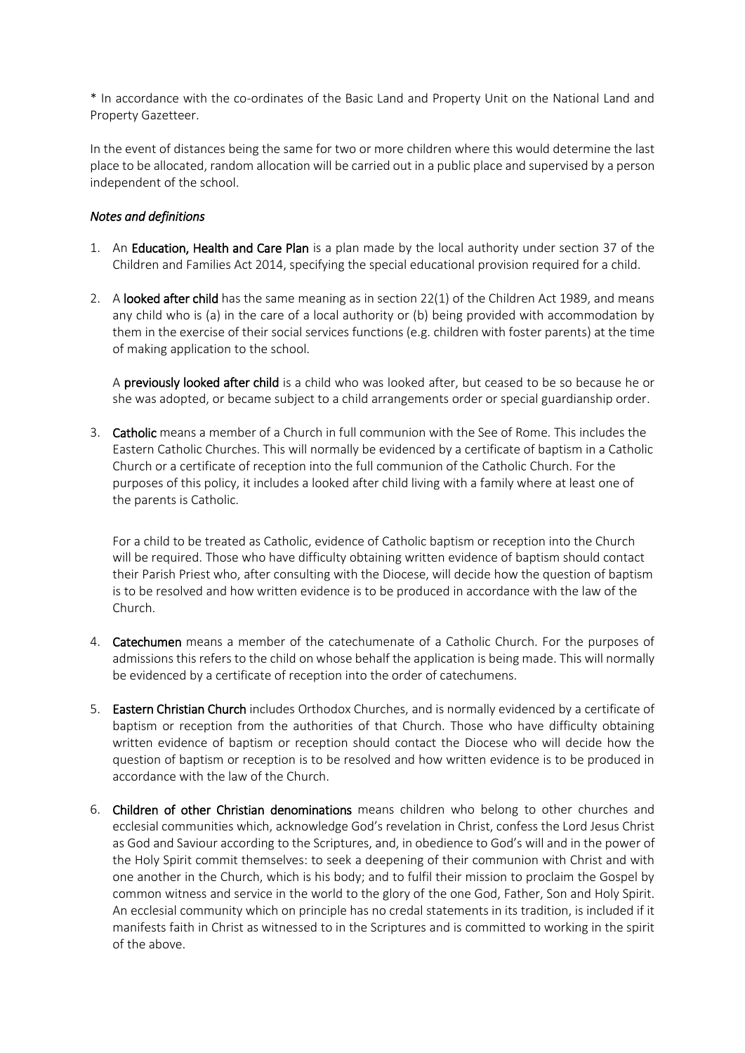* In accordance with the co-ordinates of the Basic Land and Property Unit on the National Land and Property Gazetteer.

In the event of distances being the same for two or more children where this would determine the last place to be allocated, random allocation will be carried out in a public place and supervised by a person independent of the school.

*Notes and definitions*

1. An **Education, Health and Care Plan** is a plan made by the local authority under section 37 of the Children and Families Act 2014, specifying the special educational provision required for a child.

2. A **looked after child** has the same meaning as in section 22(1) of the Children Act 1989, and means any child who is (a) in the care of a local authority or (b) being provided with accommodation by them in the exercise of their social services functions (e.g. children with foster parents) at the time of making application to the school.

   A **previously looked after child** is a child who was looked after, but ceased to be so because he or she was adopted, or became subject to a child arrangements order or special guardianship order.

3. **Catholic** means a member of a Church in full communion with the See of Rome. This includes the Eastern Catholic Churches. This will normally be evidenced by a certificate of baptism in a Catholic Church or a certificate of reception into the full communion of the Catholic Church. For the purposes of this policy, it includes a looked after child living with a family where at least one of the parents is Catholic.

   For a child to be treated as Catholic, evidence of Catholic baptism or reception into the Church will be required. Those who have difficulty obtaining written evidence of baptism should contact their Parish Priest who, after consulting with the Diocese, will decide how the question of baptism is to be resolved and how written evidence is to be produced in accordance with the law of the Church.

4. **Catechumen** means a member of the catechumenate of a Catholic Church. For the purposes of admissions this refers to the child on whose behalf the application is being made. This will normally be evidenced by a certificate of reception into the order of catechumens.

5. **Eastern Christian Church** includes Orthodox Churches, and is normally evidenced by a certificate of baptism or reception from the authorities of that Church. Those who have difficulty obtaining written evidence of baptism or reception should contact the Diocese who will decide how the question of baptism or reception is to be resolved and how written evidence is to be produced in accordance with the law of the Church.

6. **Children of other Christian denominations** means children who belong to other churches and ecclesial communities which, acknowledge God's revelation in Christ, confess the Lord Jesus Christ as God and Saviour according to the Scriptures, and, in obedience to God's will and in the power of the Holy Spirit commit themselves: to seek a deepening of their communion with Christ and with one another in the Church, which is his body; and to fulfil their mission to proclaim the Gospel by common witness and service in the world to the glory of the one God, Father, Son and Holy Spirit. An ecclesial community which on principle has no credal statements in its tradition, is included if it manifests faith in Christ as witnessed to in the Scriptures and is committed to working in the spirit of the above.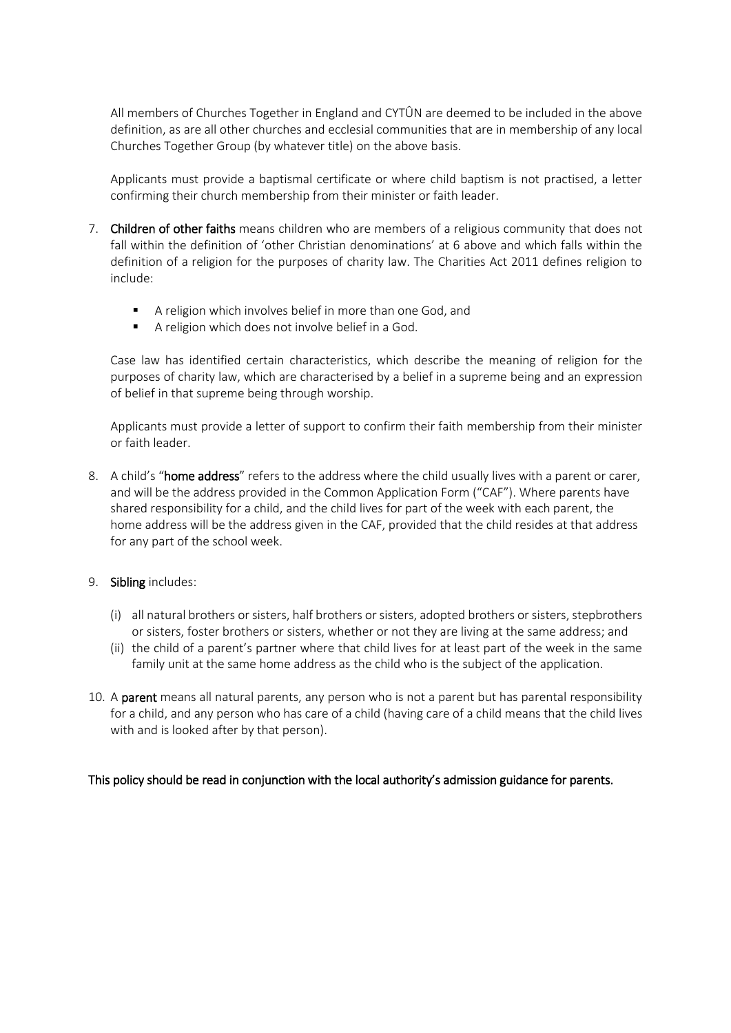All members of Churches Together in England and CYTÛN are deemed to be included in the above definition, as are all other churches and ecclesial communities that are in membership of any local Churches Together Group (by whatever title) on the above basis.

Applicants must provide a baptismal certificate or where child baptism is not practised, a letter confirming their church membership from their minister or faith leader.

7. **Children of other faiths** means children who are members of a religious community that does not fall within the definition of 'other Christian denominations' at 6 above and which falls within the definition of a religion for the purposes of charity law. The Charities Act 2011 defines religion to include:

   - A religion which involves belief in more than one God, and
   - A religion which does not involve belief in a God.

   Case law has identified certain characteristics, which describe the meaning of religion for the purposes of charity law, which are characterised by a belief in a supreme being and an expression of belief in that supreme being through worship.

   Applicants must provide a letter of support to confirm their faith membership from their minister or faith leader.

8. A child's "**home address**" refers to the address where the child usually lives with a parent or carer, and will be the address provided in the Common Application Form ("CAF"). Where parents have shared responsibility for a child, and the child lives for part of the week with each parent, the home address will be the address given in the CAF, provided that the child resides at that address for any part of the school week.

9. **Sibling** includes:

   (i) all natural brothers or sisters, half brothers or sisters, adopted brothers or sisters, stepbrothers or sisters, foster brothers or sisters, whether or not they are living at the same address; and
   (ii) the child of a parent's partner where that child lives for at least part of the week in the same family unit at the same home address as the child who is the subject of the application.

10. A **parent** means all natural parents, any person who is not a parent but has parental responsibility for a child, and any person who has care of a child (having care of a child means that the child lives with and is looked after by that person).

**This policy should be read in conjunction with the local authority's admission guidance for parents.**